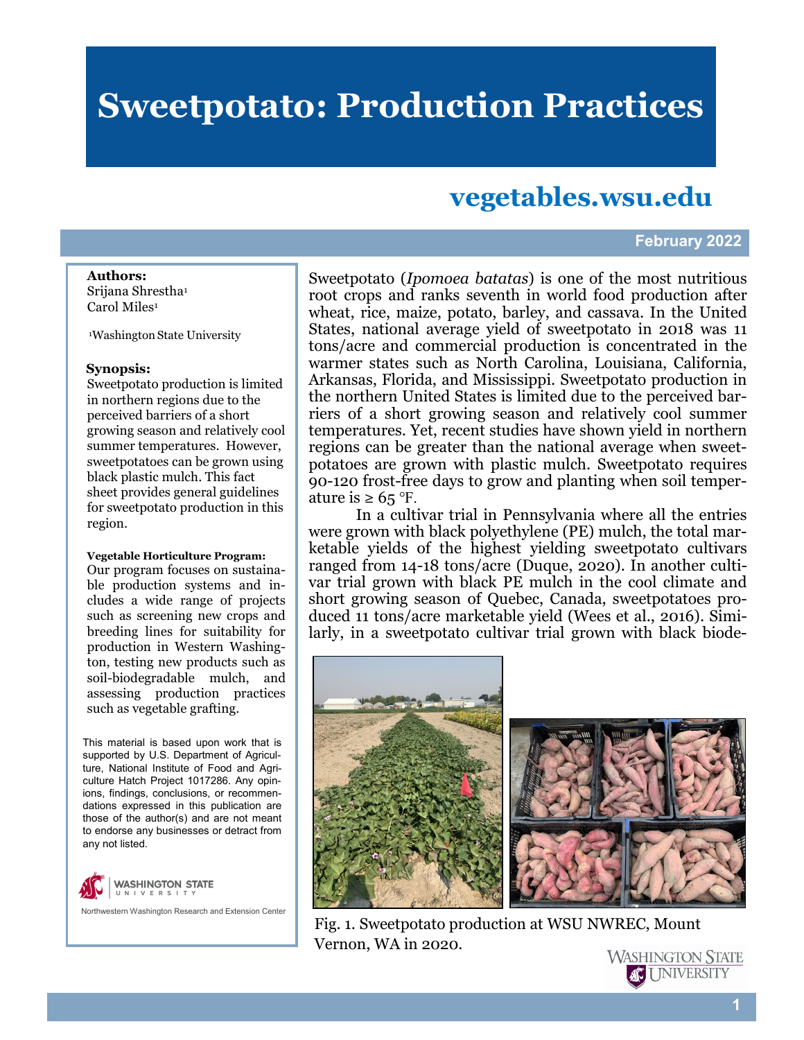# Sweetpotato: Production Practices

## vegetables.wsu.edu

**February 2022**

**Authors:**
Srijana Shrestha[1]
Carol Miles[1]

[1]Washington State University

**Synopsis:**
Sweetpotato production is limited in northern regions due to the perceived barriers of a short growing season and relatively cool summer temperatures. However, sweetpotatoes can be grown using black plastic mulch. This fact sheet provides general guidelines for sweetpotato production in this region.

**Vegetable Horticulture Program:**
Our program focuses on sustainable production systems and includes a wide range of projects such as screening new crops and breeding lines for suitability for production in Western Washington, testing new products such as soil-biodegradable mulch, and assessing production practices such as vegetable grafting.

This material is based upon work that is supported by U.S. Department of Agriculture, National Institute of Food and Agriculture Hatch Project 1017286. Any opinions, findings, conclusions, or recommendations expressed in this publication are those of the author(s) and are not meant to endorse any businesses or detract from any not listed.

Washington State University
Northwestern Washington Research and Extension Center

Sweetpotato (*Ipomoea batatas*) is one of the most nutritious root crops and ranks seventh in world food production after wheat, rice, maize, potato, barley, and cassava. In the United States, national average yield of sweetpotato in 2018 was 11 tons/acre and commercial production is concentrated in the warmer states such as North Carolina, Louisiana, California, Arkansas, Florida, and Mississippi. Sweetpotato production in the northern United States is limited due to the perceived barriers of a short growing season and relatively cool summer temperatures. Yet, recent studies have shown yield in northern regions can be greater than the national average when sweetpotatoes are grown with plastic mulch. Sweetpotato requires 90-120 frost-free days to grow and planting when soil temperature is ≥ 65 °F.

In a cultivar trial in Pennsylvania where all the entries were grown with black polyethylene (PE) mulch, the total marketable yields of the highest yielding sweetpotato cultivars ranged from 14-18 tons/acre (Duque, 2020). In another cultivar trial grown with black PE mulch in the cool climate and short growing season of Quebec, Canada, sweetpotatoes produced 11 tons/acre marketable yield (Wees et al., 2016). Similarly, in a sweetpotato cultivar trial grown with black biode-

Fig. 1. Sweetpotato production at WSU NWREC, Mount Vernon, WA in 2020.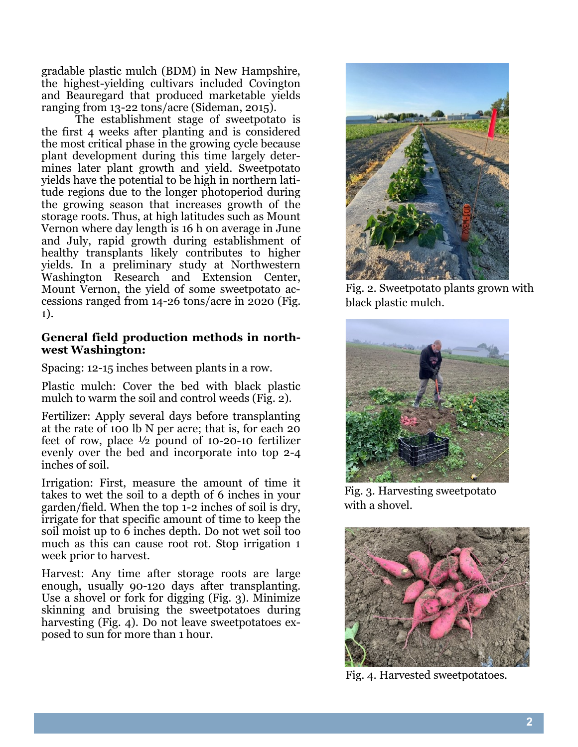gradable plastic mulch (BDM) in New Hampshire, the highest-yielding cultivars included Covington and Beauregard that produced marketable yields ranging from 13-22 tons/acre (Sideman, 2015).

The establishment stage of sweetpotato is the first 4 weeks after planting and is considered the most critical phase in the growing cycle because plant development during this time largely determines later plant growth and yield. Sweetpotato yields have the potential to be high in northern latitude regions due to the longer photoperiod during the growing season that increases growth of the storage roots. Thus, at high latitudes such as Mount Vernon where day length is 16 h on average in June and July, rapid growth during establishment of healthy transplants likely contributes to higher yields. In a preliminary study at Northwestern Washington Research and Extension Center, Mount Vernon, the yield of some sweetpotato accessions ranged from 14-26 tons/acre in 2020 (Fig. 1).

**General field production methods in northwest Washington:**

Spacing: 12-15 inches between plants in a row.

Plastic mulch: Cover the bed with black plastic mulch to warm the soil and control weeds (Fig. 2).

Fertilizer: Apply several days before transplanting at the rate of 100 lb N per acre; that is, for each 20 feet of row, place ½ pound of 10-20-10 fertilizer evenly over the bed and incorporate into top 2-4 inches of soil.

Irrigation: First, measure the amount of time it takes to wet the soil to a depth of 6 inches in your garden/field. When the top 1-2 inches of soil is dry, irrigate for that specific amount of time to keep the soil moist up to 6 inches depth. Do not wet soil too much as this can cause root rot. Stop irrigation 1 week prior to harvest.

Harvest: Any time after storage roots are large enough, usually 90-120 days after transplanting. Use a shovel or fork for digging (Fig. 3). Minimize skinning and bruising the sweetpotatoes during harvesting (Fig. 4). Do not leave sweetpotatoes exposed to sun for more than 1 hour.

Fig. 2. Sweetpotato plants grown with black plastic mulch.

Fig. 3. Harvesting sweetpotato with a shovel.

Fig. 4. Harvested sweetpotatoes.